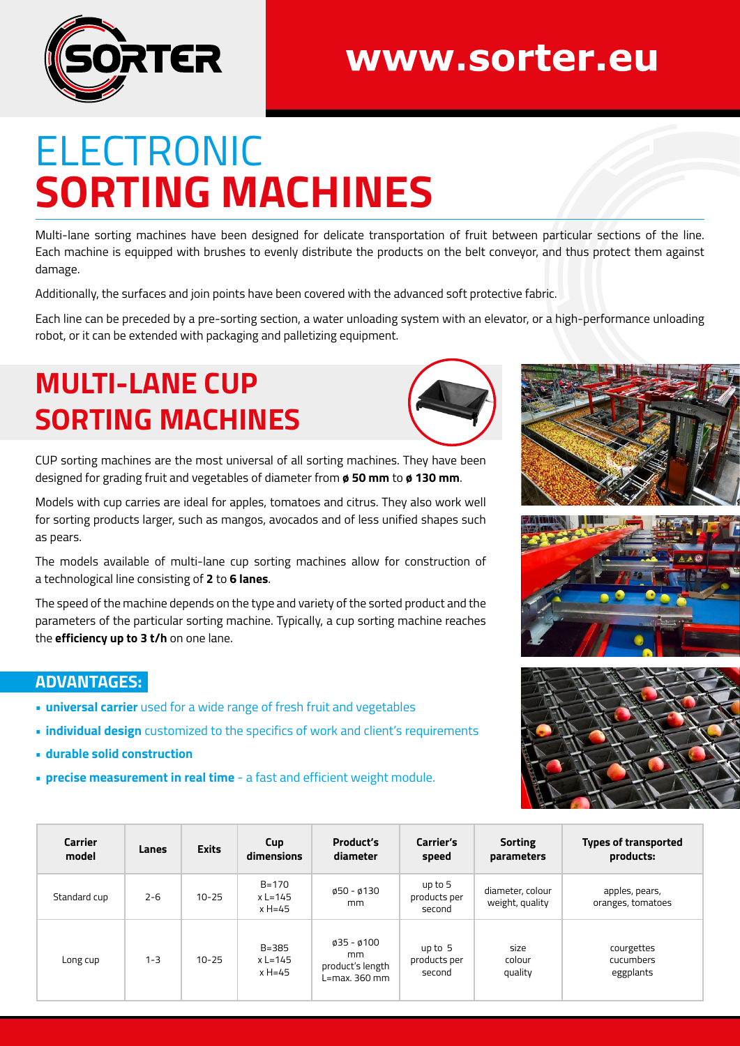# ELECTRONIC **SORTING MACHINES**

Multi-lane sorting machines have been designed for delicate transportation of fruit between particular sections of the line. Each machine is equipped with brushes to evenly distribute the products on the belt conveyor, and thus protect them against damage.

Additionally, the surfaces and join points have been covered with the advanced soft protective fabric.

Each line can be preceded by a pre-sorting section, a water unloading system with an elevator, or a high-performance unloading robot, or it can be extended with packaging and palletizing equipment.

## MULTI-LANE CUP SORTING MACHINES

CUP sorting machines are the most universal of all sorting machines. They have been designed for grading fruit and vegetables of diameter from **ø 50 mm** to **ø 130 mm**.

Models with cup carries are ideal for apples, tomatoes and citrus. They also work well for sorting products larger, such as mangos, avocados and of less unified shapes such as pears.

The models available of multi-lane cup sorting machines allow for construction of a technological line consisting of **2** to **6 lanes**.

The speed of the machine depends on the type and variety of the sorted product and the parameters of the particular sorting machine. Typically, a cup sorting machine reaches the **efficiency up to 3 t/h** on one lane.

### ADVANTAGES:

- **universal carrier** used for a wide range of fresh fruit and vegetables
- **individual design** customized to the specifics of work and client's requirements
- **durable solid construction**
- **precise measurement in real time** - a fast and efficient weight module.

| Carrier model | Lanes | Exits | Cup dimensions | Product's diameter | Carrier's speed | Sorting parameters | Types of transported products: |
|---|---|---|---|---|---|---|---|
| Standard cup | 2-6 | 10-25 | B=170 x L=145 x H=45 | ø50 - ø130 mm | up to 5 products per second | diameter, colour weight, quality | apples, pears, oranges, tomatoes |
| Long cup | 1-3 | 10-25 | B=385 x L=145 x H=45 | ø35 - ø100 mm product's length L=max. 360 mm | up to 5 products per second | size colour quality | courgettes cucumbers eggplants |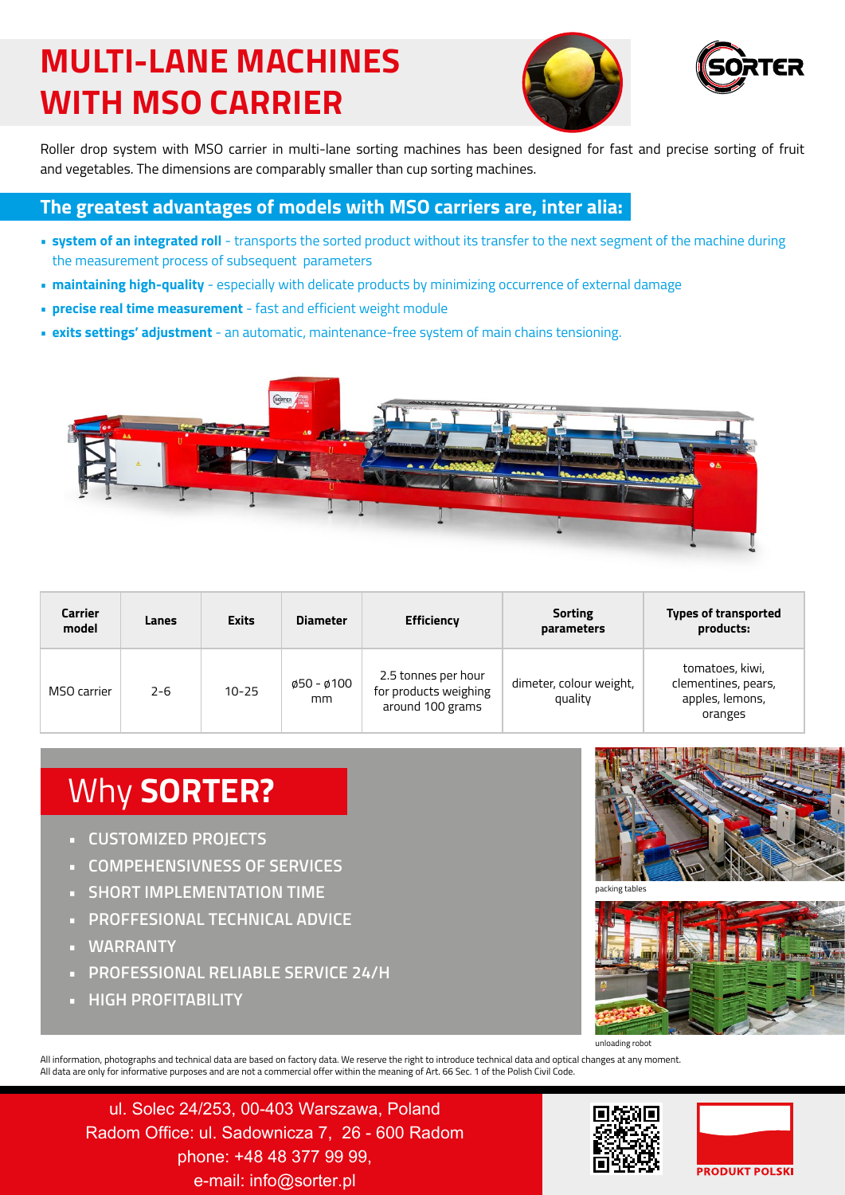# MULTI-LANE MACHINES WITH MSO CARRIER

Roller drop system with MSO carrier in multi-lane sorting machines has been designed for fast and precise sorting of fruit and vegetables. The dimensions are comparably smaller than cup sorting machines.

## The greatest advantages of models with MSO carriers are, inter alia:

- **system of an integrated roll** - transports the sorted product without its transfer to the next segment of the machine during the measurement process of subsequent parameters
- **maintaining high-quality** - especially with delicate products by minimizing occurrence of external damage
- **precise real time measurement** - fast and efficient weight module
- **exits settings' adjustment** - an automatic, maintenance-free system of main chains tensioning.

| Carrier model | Lanes | Exits | Diameter | Efficiency | Sorting parameters | Types of transported products: |
|---|---|---|---|---|---|---|
| MSO carrier | 2-6 | 10-25 | ø50 - ø100 mm | 2.5 tonnes per hour for products weighing around 100 grams | dimeter, colour weight, quality | tomatoes, kiwi, clementines, pears, apples, lemons, oranges |

## Why SORTER?

- CUSTOMIZED PROJECTS
- COMPEHENSIVNESS OF SERVICES
- SHORT IMPLEMENTATION TIME
- PROFFESIONAL TECHNICAL ADVICE
- WARRANTY
- PROFESSIONAL RELIABLE SERVICE 24/H
- HIGH PROFITABILITY

packing tables

unloading robot

All information, photographs and technical data are based on factory data. We reserve the right to introduce technical data and optical changes at any moment. All data are only for informative purposes and are not a commercial offer within the meaning of Art. 66 Sec. 1 of the Polish Civil Code.

ul. Solec 24/253, 00-403 Warszawa, Poland
Radom Office: ul. Sadownicza 7, 26 - 600 Radom
phone: +48 48 377 99 99,
e-mail: info@sorter.pl

PRODUKT POLSKI